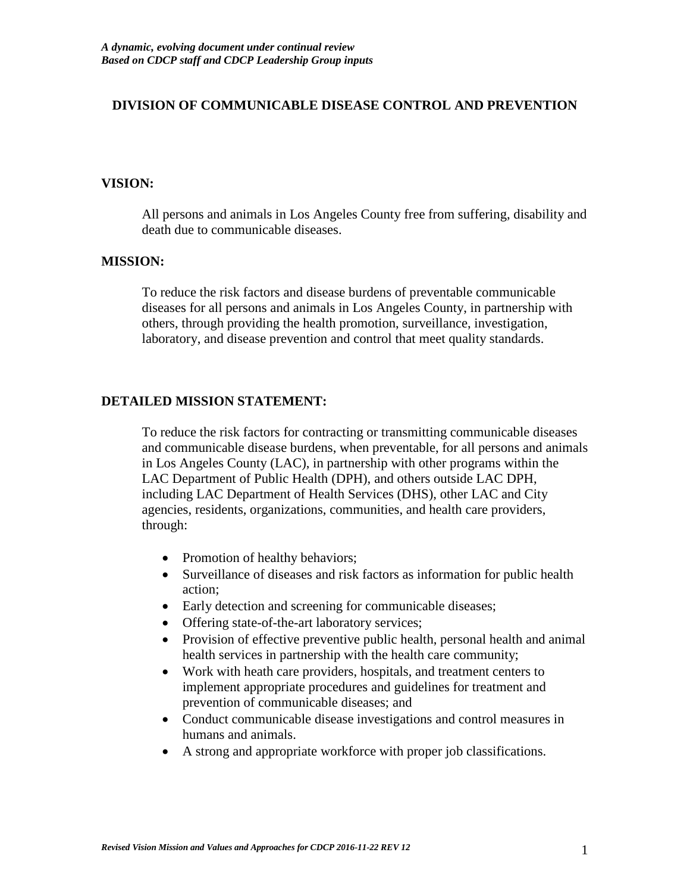***A dynamic, evolving document under continual review***
***Based on CDCP staff and CDCP Leadership Group inputs***

# DIVISION OF COMMUNICABLE DISEASE CONTROL AND PREVENTION

## VISION:

All persons and animals in Los Angeles County free from suffering, disability and death due to communicable diseases.

## MISSION:

To reduce the risk factors and disease burdens of preventable communicable diseases for all persons and animals in Los Angeles County, in partnership with others, through providing the health promotion, surveillance, investigation, laboratory, and disease prevention and control that meet quality standards.

## DETAILED MISSION STATEMENT:

To reduce the risk factors for contracting or transmitting communicable diseases and communicable disease burdens, when preventable, for all persons and animals in Los Angeles County (LAC), in partnership with other programs within the LAC Department of Public Health (DPH), and others outside LAC DPH, including LAC Department of Health Services (DHS), other LAC and City agencies, residents, organizations, communities, and health care providers, through:

- Promotion of healthy behaviors;
- Surveillance of diseases and risk factors as information for public health action;
- Early detection and screening for communicable diseases;
- Offering state-of-the-art laboratory services;
- Provision of effective preventive public health, personal health and animal health services in partnership with the health care community;
- Work with heath care providers, hospitals, and treatment centers to implement appropriate procedures and guidelines for treatment and prevention of communicable diseases; and
- Conduct communicable disease investigations and control measures in humans and animals.
- A strong and appropriate workforce with proper job classifications.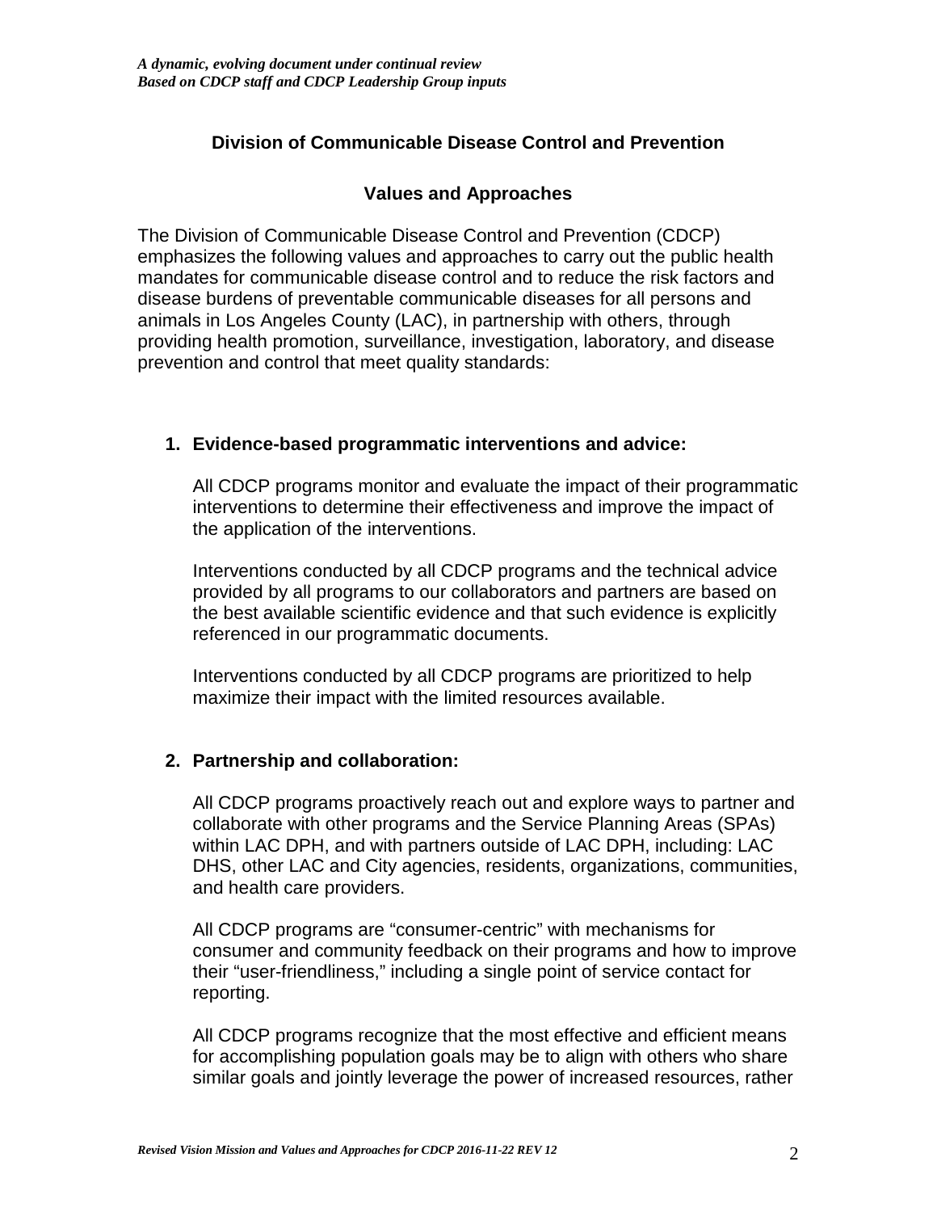*A dynamic, evolving document under continual review*
*Based on CDCP staff and CDCP Leadership Group inputs*

## Division of Communicable Disease Control and Prevention

## Values and Approaches

The Division of Communicable Disease Control and Prevention (CDCP) emphasizes the following values and approaches to carry out the public health mandates for communicable disease control and to reduce the risk factors and disease burdens of preventable communicable diseases for all persons and animals in Los Angeles County (LAC), in partnership with others, through providing health promotion, surveillance, investigation, laboratory, and disease prevention and control that meet quality standards:

1. **Evidence-based programmatic interventions and advice:**

   All CDCP programs monitor and evaluate the impact of their programmatic interventions to determine their effectiveness and improve the impact of the application of the interventions.

   Interventions conducted by all CDCP programs and the technical advice provided by all programs to our collaborators and partners are based on the best available scientific evidence and that such evidence is explicitly referenced in our programmatic documents.

   Interventions conducted by all CDCP programs are prioritized to help maximize their impact with the limited resources available.

2. **Partnership and collaboration:**

   All CDCP programs proactively reach out and explore ways to partner and collaborate with other programs and the Service Planning Areas (SPAs) within LAC DPH, and with partners outside of LAC DPH, including: LAC DHS, other LAC and City agencies, residents, organizations, communities, and health care providers.

   All CDCP programs are "consumer-centric" with mechanisms for consumer and community feedback on their programs and how to improve their "user-friendliness," including a single point of service contact for reporting.

   All CDCP programs recognize that the most effective and efficient means for accomplishing population goals may be to align with others who share similar goals and jointly leverage the power of increased resources, rather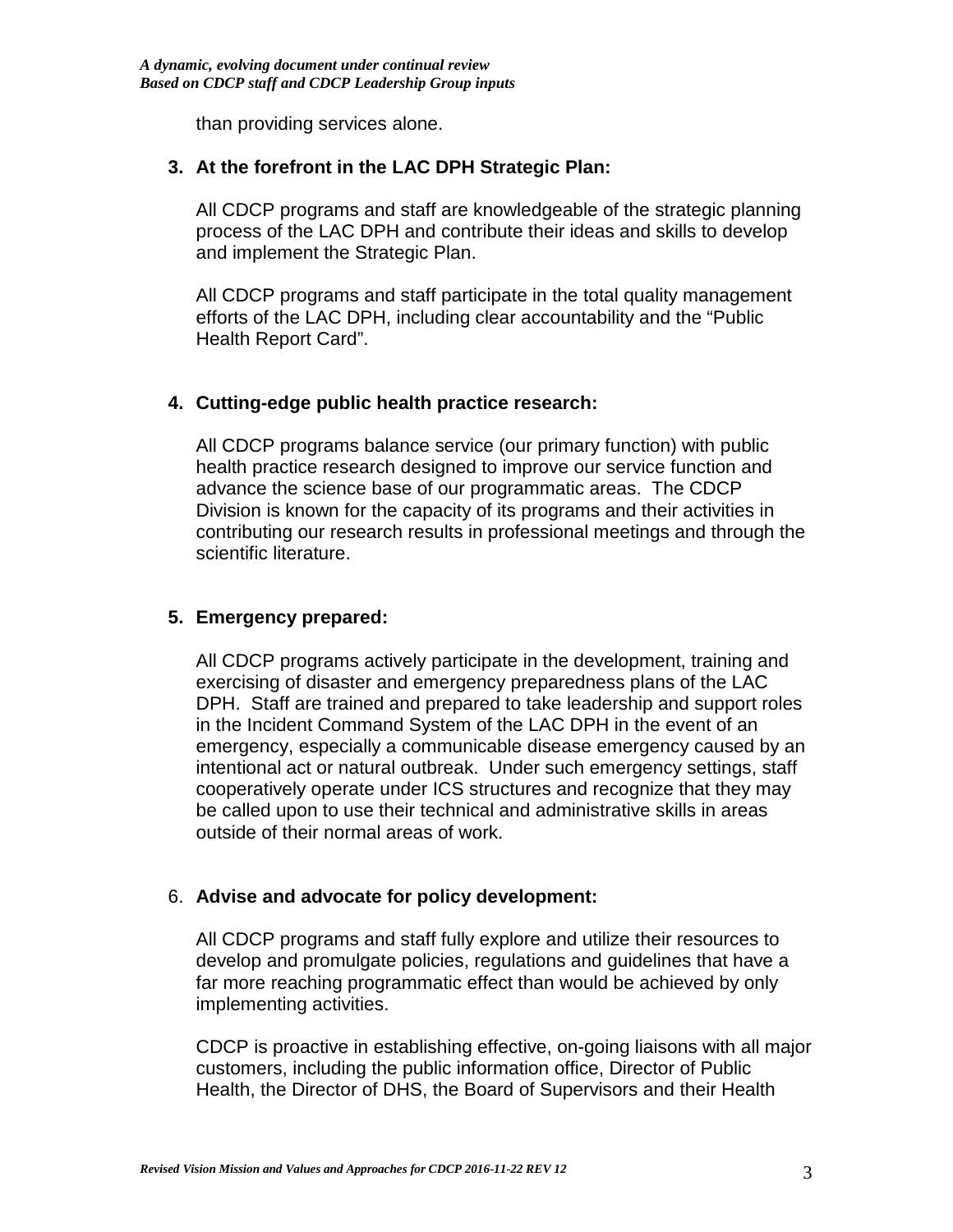than providing services alone.

3. **At the forefront in the LAC DPH Strategic Plan:**

   All CDCP programs and staff are knowledgeable of the strategic planning process of the LAC DPH and contribute their ideas and skills to develop and implement the Strategic Plan.

   All CDCP programs and staff participate in the total quality management efforts of the LAC DPH, including clear accountability and the "Public Health Report Card".

4. **Cutting-edge public health practice research:**

   All CDCP programs balance service (our primary function) with public health practice research designed to improve our service function and advance the science base of our programmatic areas. The CDCP Division is known for the capacity of its programs and their activities in contributing our research results in professional meetings and through the scientific literature.

5. **Emergency prepared:**

   All CDCP programs actively participate in the development, training and exercising of disaster and emergency preparedness plans of the LAC DPH. Staff are trained and prepared to take leadership and support roles in the Incident Command System of the LAC DPH in the event of an emergency, especially a communicable disease emergency caused by an intentional act or natural outbreak. Under such emergency settings, staff cooperatively operate under ICS structures and recognize that they may be called upon to use their technical and administrative skills in areas outside of their normal areas of work.

6. **Advise and advocate for policy development:**

   All CDCP programs and staff fully explore and utilize their resources to develop and promulgate policies, regulations and guidelines that have a far more reaching programmatic effect than would be achieved by only implementing activities.

   CDCP is proactive in establishing effective, on-going liaisons with all major customers, including the public information office, Director of Public Health, the Director of DHS, the Board of Supervisors and their Health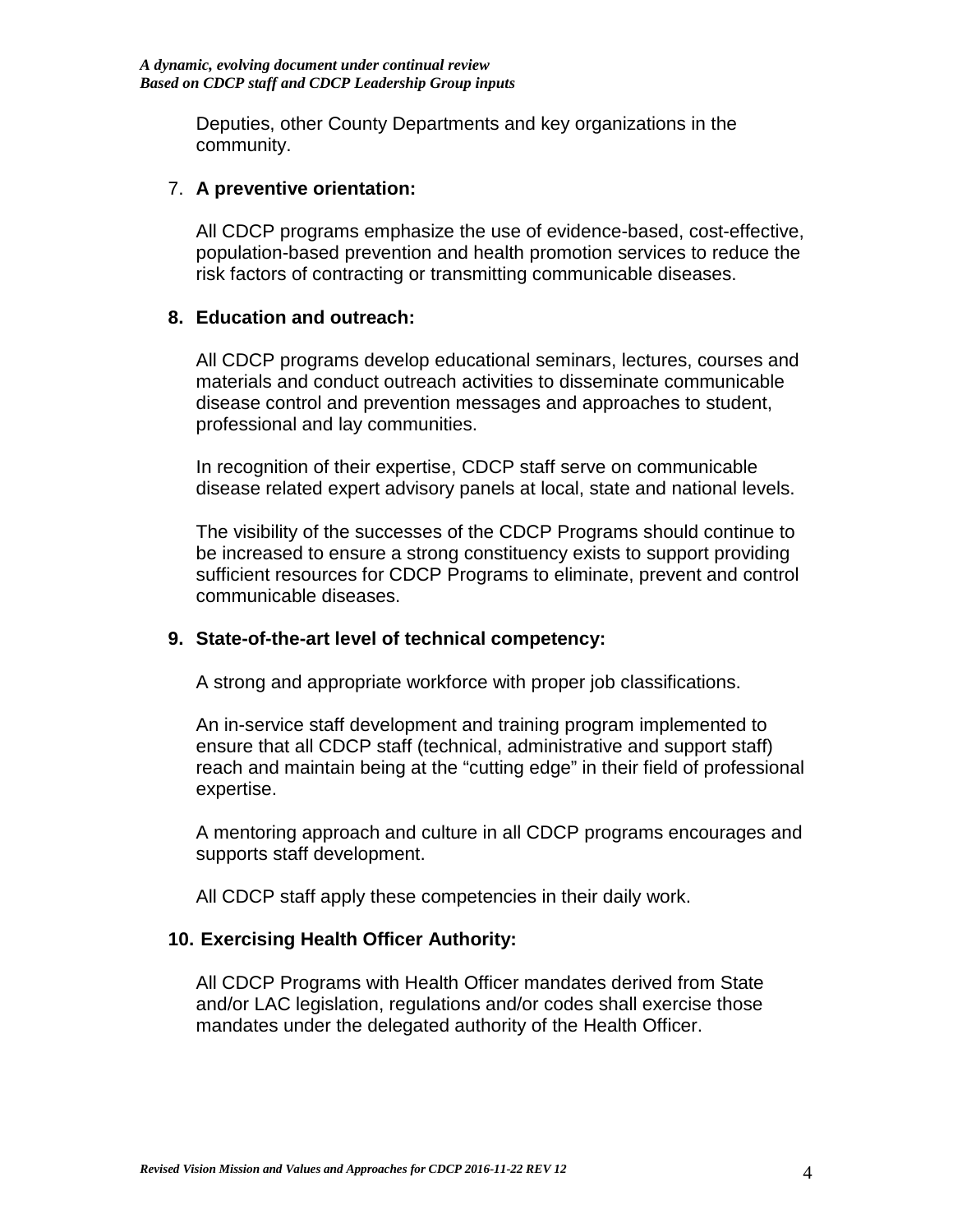Deputies, other County Departments and key organizations in the community.

7. **A preventive orientation:**

   All CDCP programs emphasize the use of evidence-based, cost-effective, population-based prevention and health promotion services to reduce the risk factors of contracting or transmitting communicable diseases.

8. **Education and outreach:**

   All CDCP programs develop educational seminars, lectures, courses and materials and conduct outreach activities to disseminate communicable disease control and prevention messages and approaches to student, professional and lay communities.

   In recognition of their expertise, CDCP staff serve on communicable disease related expert advisory panels at local, state and national levels.

   The visibility of the successes of the CDCP Programs should continue to be increased to ensure a strong constituency exists to support providing sufficient resources for CDCP Programs to eliminate, prevent and control communicable diseases.

9. **State-of-the-art level of technical competency:**

   A strong and appropriate workforce with proper job classifications.

   An in-service staff development and training program implemented to ensure that all CDCP staff (technical, administrative and support staff) reach and maintain being at the "cutting edge" in their field of professional expertise.

   A mentoring approach and culture in all CDCP programs encourages and supports staff development.

   All CDCP staff apply these competencies in their daily work.

10. **Exercising Health Officer Authority:**

    All CDCP Programs with Health Officer mandates derived from State and/or LAC legislation, regulations and/or codes shall exercise those mandates under the delegated authority of the Health Officer.